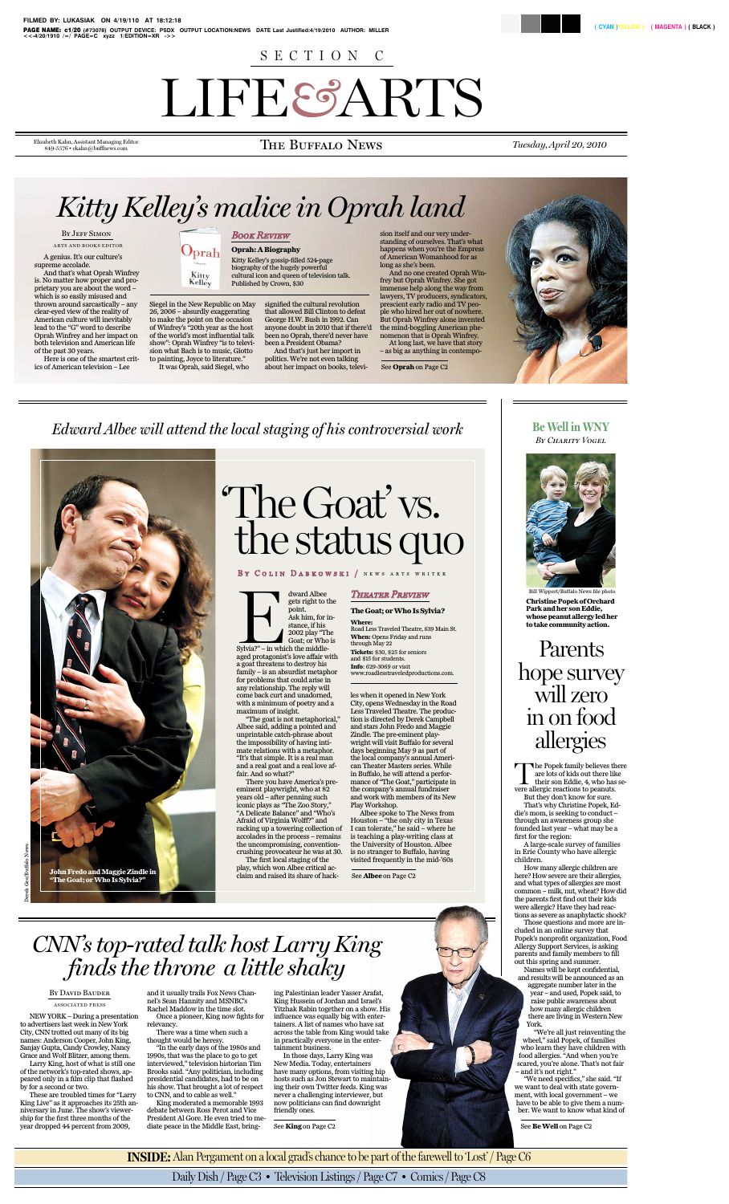SECTION C

# LIFE&ARTS

Elizabeth Kahn, Assistant Managing Editor
849-5576 • ekahn@buffnews.com

THE BUFFALO NEWS

*Tuesday, April 20, 2010*

# *Kitty Kelley's malice in Oprah land*

By JEFF SIMON
ARTS AND BOOKS EDITOR

**BOOK REVIEW**

**Oprah: A Biography**
Kitty Kelley's gossip-filled 524-page biography of the hugely powerful cultural icon and queen of television talk. Published by Crown, $30

A genius. It's our culture's supreme accolade.

And that's what Oprah Winfrey is. No matter how proper and proprietary you are about the word – which is so easily misused and thrown around sarcastically – any clear-eyed view of the reality of American culture will inevitably lead to the "G" word to describe Oprah Winfrey and her impact on both television and American life of the past 30 years.

Here is one of the smartest critics of American television – Lee Siegel in the New Republic on May 26, 2006 – absurdly exaggerating to make the point on the occasion of Winfrey's "20th year as the host of the world's most influential talk show": Oprah Winfrey "is to television what Bach is to music, Giotto to painting, Joyce to literature."

It was Oprah, said Siegel, who signified the cultural revolution that allowed Bill Clinton to defeat George H.W. Bush in 1992. Can anyone doubt in 2010 that if there'd been no Oprah, there'd never have been a President Obama?

And that's just her import in politics. We're not even talking about her impact on books, television itself and our very understanding of ourselves. That's what happens when you're the Empress of American Womanhood for as long as she's been.

And no one created Oprah Winfrey but Oprah Winfrey. She got immense help along the way from lawyers, TV producers, syndicators, prescient early radio and TV people who hired her out of nowhere. But Oprah Winfrey alone invented the mind-boggling American phenomenon that is Oprah Winfrey.

At long last, we have that story – as big as anything in contempo-

See **Oprah** on Page C2

## *Edward Albee will attend the local staging of his controversial work*

# 'The Goat' vs. the status quo

BY COLIN DABKOWSKI / NEWS ARTS WRITER

**John Fredo and Maggie Zindle in "The Goat; or Who Is Sylvia?"**

Derek Gee/Buffalo News

**THEATER PREVIEW**

**The Goat; or Who Is Sylvia?**
**Where:** Road Less Traveled Theatre, 639 Main St.
**When:** Opens Friday and runs through May 22
**Tickets:** $30, $25 for seniors and $15 for students.
**Info:** 629-3069 or visit www.roadlesstraveledproductions.com.

Edward Albee gets right to the point. Ask him, for instance, if his 2002 play "The Goat; or Who is Sylvia?" – in which the middle-aged protagonist's love affair with a goat threatens to destroy his family – is an absurdist metaphor for problems that could arise in any relationship. The reply will come back curt and unadorned, with a minimum of poetry and a maximum of insight.

"The goat is not metaphorical," Albee said, adding a pointed and unprintable catch-phrase about the impossibility of having intimate relations with a metaphor. "It's that simple. It is a real man and a real goat and a real love affair. And so what?"

There you have America's preeminent playwright, who at 82 years old – after penning such iconic plays as "The Zoo Story," "A Delicate Balance" and "Who's Afraid of Virginia Wolff?" and racking up a towering collection of accolades in the process – remains the uncompromising, convention-crushing provocateur he was at 30.

The first local staging of the play, which won Albee critical acclaim and raised its share of hackles when it opened in New York City, opens Wednesday in the Road Less Traveled Theatre. The production is directed by Derek Campbell and stars John Fredo and Maggie Zindle. The pre-eminent playwright will visit Buffalo for several days beginning May 9 as part of the local company's annual American Theater Masters series. While in Buffalo, he will attend a performance of "The Goat," participate in the company's annual fundraiser and work with members of its New Play Workshop.

Albee spoke to The News from Houston – "the only city in Texas I can tolerate," he said – where he is teaching a play-writing class at the University of Houston. Albee is no stranger to Buffalo, having visited frequently in the mid-'60s

See **Albee** on Page C2

## Be Well in WNY
*BY CHARITY VOGEL*

Bill Wippert/Buffalo News file photo

**Christine Popek of Orchard Park and her son Eddie, whose peanut allergy led her to take community action.**

# Parents hope survey will zero in on food allergies

The Popek family believes there are lots of kids out there like their son Eddie, 4, who has severe allergic reactions to peanuts.

But they don't know for sure.

That's why Christine Popek, Eddie's mom, is seeking to conduct – through an awareness group she founded last year – what may be a first for the region:

A large-scale survey of families in Erie County who have allergic children.

How many allergic children are here? How severe are their allergies, and what types of allergies are most common – milk, nut, wheat? How did the parents first find out their kids were allergic? Have they had reactions as severe as anaphylactic shock?

Those questions and more are included in an online survey that Popek's nonprofit organization, Food Allergy Support Services, is asking parents and family members to fill out this spring and summer.

Names will be kept confidential, and results will be announced as an aggregate number later in the year – and used, Popek said, to raise public awareness about how many allergic children there are living in Western New York.

"We're all just reinventing the wheel," said Popek, of families who learn they have children with food allergies. "And when you're scared, you're alone. That's not fair – and it's not right."

"We need specifics," she said. "If we want to deal with state government, with local government – we have to be able to give them a number. We want to know what kind of

See **Be Well** on Page C2

# *CNN's top-rated talk host Larry King finds the throne a little shaky*

By DAVID BAUDER
ASSOCIATED PRESS

NEW YORK – During a presentation to advertisers last week in New York City, CNN trotted out many of its big names: Anderson Cooper, John King, Sanjay Gupta, Candy Crowley, Nancy Grace and Wolf Blitzer, among them.

Larry King, host of what is still one of the network's top-rated shows, appeared only in a film clip that flashed by for a second or two.

These are troubled times for "Larry King Live" as it approaches its 25th anniversary in June. The show's viewership for the first three months of the year dropped 44 percent from 2009, and it usually trails Fox News Channel's Sean Hannity and MSNBC's Rachel Maddow in the time slot.

Once a pioneer, King now fights for relevancy.

There was a time when such a thought would be heresy.

"In the early days of the 1980s and 1990s, that was the place to go to get interviewed," television historian Tim Brooks said. "Any politician, including presidential candidates, had to be on his show. That brought a lot of respect to CNN, and to cable as well."

King moderated a memorable 1993 debate between Ross Perot and Vice President Al Gore. He even tried to mediate peace in the Middle East, bringing Palestinian leader Yasser Arafat, King Hussein of Jordan and Israel's Yitzhak Rabin together on a show. His influence was equally big with entertainers. A list of names who have sat across the table from King would take in practically everyone in the entertainment business.

In those days, Larry King was New Media. Today, entertainers have many options, from visiting hip hosts such as Jon Stewart to maintaining their own Twitter feeds. King was never a challenging interviewer, but now politicians can find downright friendly ones.

See **King** on Page C2

**INSIDE:** Alan Pergament on a local grad's chance to be part of the farewell to 'Lost' / Page C6

Daily Dish / Page C3 • Television Listings / Page C7 • Comics / Page C8